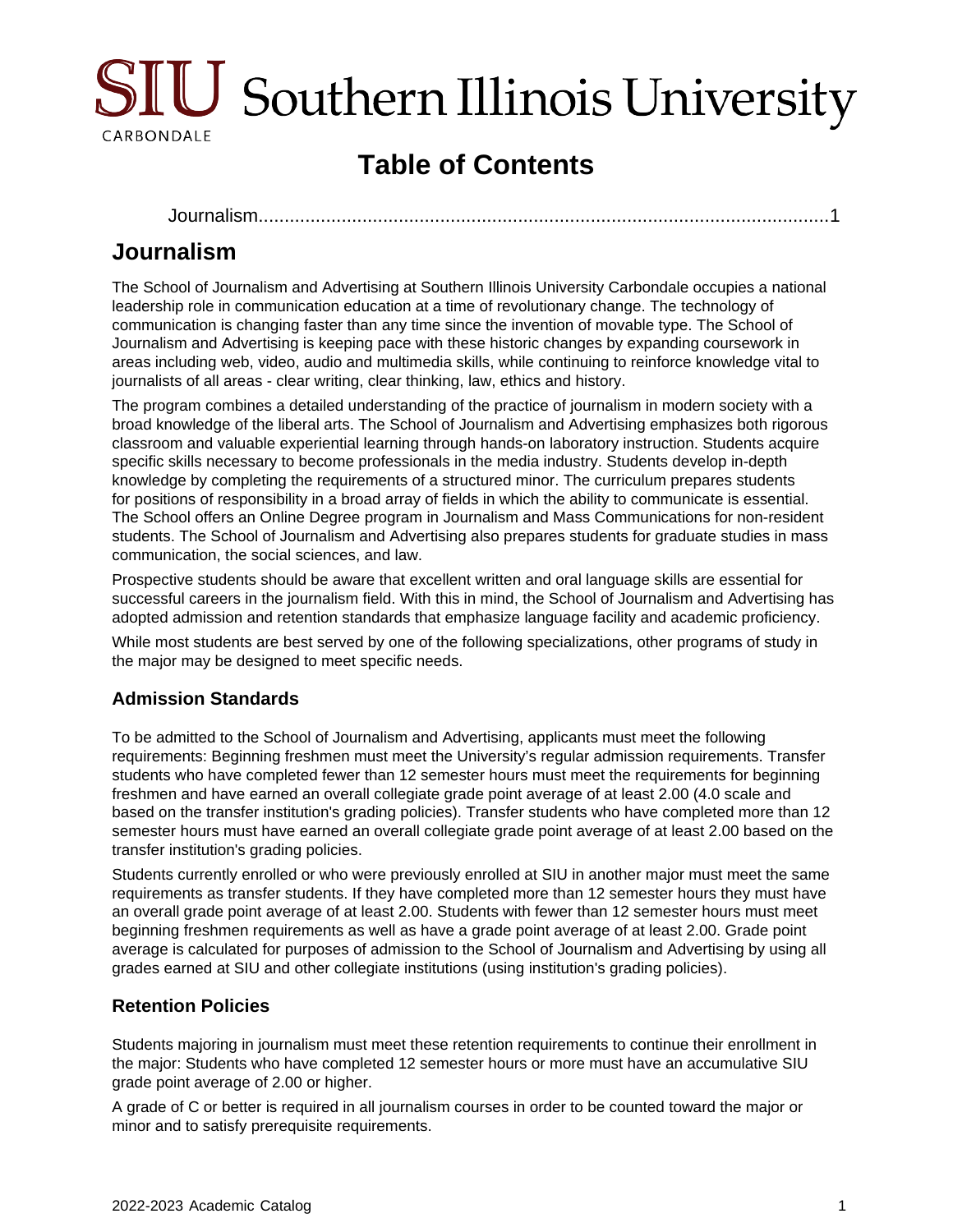# Southern Illinois University Carbondale

# Table of Contents

Journalism..............................................................................................................1

# Journalism

The School of Journalism and Advertising at Southern Illinois University Carbondale occupies a national leadership role in communication education at a time of revolutionary change. The technology of communication is changing faster than any time since the invention of movable type. The School of Journalism and Advertising is keeping pace with these historic changes by expanding coursework in areas including web, video, audio and multimedia skills, while continuing to reinforce knowledge vital to journalists of all areas - clear writing, clear thinking, law, ethics and history.

The program combines a detailed understanding of the practice of journalism in modern society with a broad knowledge of the liberal arts. The School of Journalism and Advertising emphasizes both rigorous classroom and valuable experiential learning through hands-on laboratory instruction. Students acquire specific skills necessary to become professionals in the media industry. Students develop in-depth knowledge by completing the requirements of a structured minor. The curriculum prepares students for positions of responsibility in a broad array of fields in which the ability to communicate is essential. The School offers an Online Degree program in Journalism and Mass Communications for non-resident students. The School of Journalism and Advertising also prepares students for graduate studies in mass communication, the social sciences, and law.

Prospective students should be aware that excellent written and oral language skills are essential for successful careers in the journalism field. With this in mind, the School of Journalism and Advertising has adopted admission and retention standards that emphasize language facility and academic proficiency.

While most students are best served by one of the following specializations, other programs of study in the major may be designed to meet specific needs.

## Admission Standards

To be admitted to the School of Journalism and Advertising, applicants must meet the following requirements: Beginning freshmen must meet the University's regular admission requirements. Transfer students who have completed fewer than 12 semester hours must meet the requirements for beginning freshmen and have earned an overall collegiate grade point average of at least 2.00 (4.0 scale and based on the transfer institution's grading policies). Transfer students who have completed more than 12 semester hours must have earned an overall collegiate grade point average of at least 2.00 based on the transfer institution's grading policies.

Students currently enrolled or who were previously enrolled at SIU in another major must meet the same requirements as transfer students. If they have completed more than 12 semester hours they must have an overall grade point average of at least 2.00. Students with fewer than 12 semester hours must meet beginning freshmen requirements as well as have a grade point average of at least 2.00. Grade point average is calculated for purposes of admission to the School of Journalism and Advertising by using all grades earned at SIU and other collegiate institutions (using institution's grading policies).

## Retention Policies

Students majoring in journalism must meet these retention requirements to continue their enrollment in the major: Students who have completed 12 semester hours or more must have an accumulative SIU grade point average of 2.00 or higher.

A grade of C or better is required in all journalism courses in order to be counted toward the major or minor and to satisfy prerequisite requirements.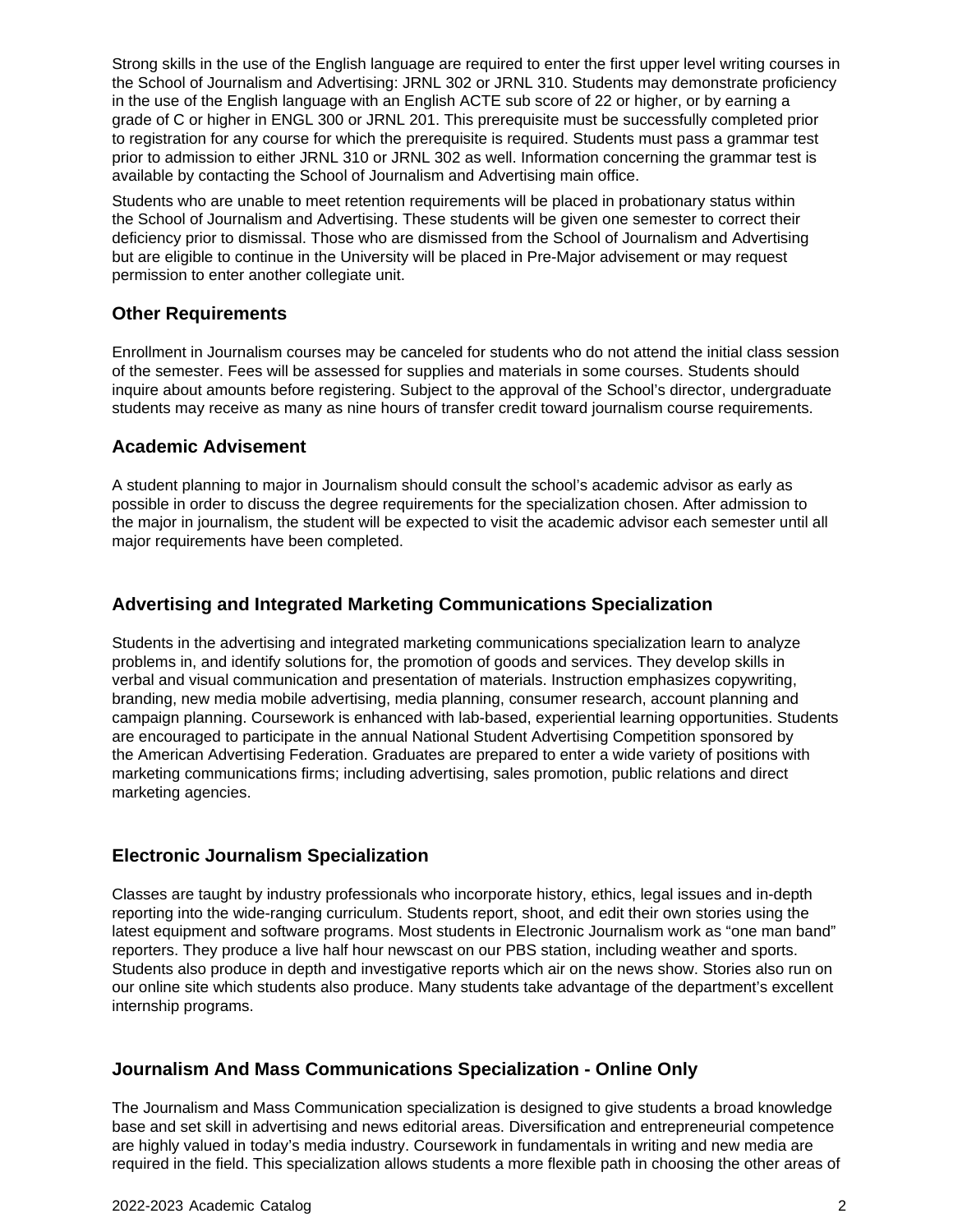Strong skills in the use of the English language are required to enter the first upper level writing courses in the School of Journalism and Advertising: JRNL 302 or JRNL 310. Students may demonstrate proficiency in the use of the English language with an English ACTE sub score of 22 or higher, or by earning a grade of C or higher in ENGL 300 or JRNL 201. This prerequisite must be successfully completed prior to registration for any course for which the prerequisite is required. Students must pass a grammar test prior to admission to either JRNL 310 or JRNL 302 as well. Information concerning the grammar test is available by contacting the School of Journalism and Advertising main office.

Students who are unable to meet retention requirements will be placed in probationary status within the School of Journalism and Advertising. These students will be given one semester to correct their deficiency prior to dismissal. Those who are dismissed from the School of Journalism and Advertising but are eligible to continue in the University will be placed in Pre-Major advisement or may request permission to enter another collegiate unit.

### Other Requirements

Enrollment in Journalism courses may be canceled for students who do not attend the initial class session of the semester. Fees will be assessed for supplies and materials in some courses. Students should inquire about amounts before registering. Subject to the approval of the School's director, undergraduate students may receive as many as nine hours of transfer credit toward journalism course requirements.

### Academic Advisement

A student planning to major in Journalism should consult the school's academic advisor as early as possible in order to discuss the degree requirements for the specialization chosen. After admission to the major in journalism, the student will be expected to visit the academic advisor each semester until all major requirements have been completed.

## Advertising and Integrated Marketing Communications Specialization

Students in the advertising and integrated marketing communications specialization learn to analyze problems in, and identify solutions for, the promotion of goods and services. They develop skills in verbal and visual communication and presentation of materials. Instruction emphasizes copywriting, branding, new media mobile advertising, media planning, consumer research, account planning and campaign planning. Coursework is enhanced with lab-based, experiential learning opportunities. Students are encouraged to participate in the annual National Student Advertising Competition sponsored by the American Advertising Federation. Graduates are prepared to enter a wide variety of positions with marketing communications firms; including advertising, sales promotion, public relations and direct marketing agencies.

## Electronic Journalism Specialization

Classes are taught by industry professionals who incorporate history, ethics, legal issues and in-depth reporting into the wide-ranging curriculum. Students report, shoot, and edit their own stories using the latest equipment and software programs. Most students in Electronic Journalism work as "one man band" reporters. They produce a live half hour newscast on our PBS station, including weather and sports. Students also produce in depth and investigative reports which air on the news show. Stories also run on our online site which students also produce. Many students take advantage of the department's excellent internship programs.

## Journalism And Mass Communications Specialization - Online Only

The Journalism and Mass Communication specialization is designed to give students a broad knowledge base and set skill in advertising and news editorial areas. Diversification and entrepreneurial competence are highly valued in today's media industry. Coursework in fundamentals in writing and new media are required in the field. This specialization allows students a more flexible path in choosing the other areas of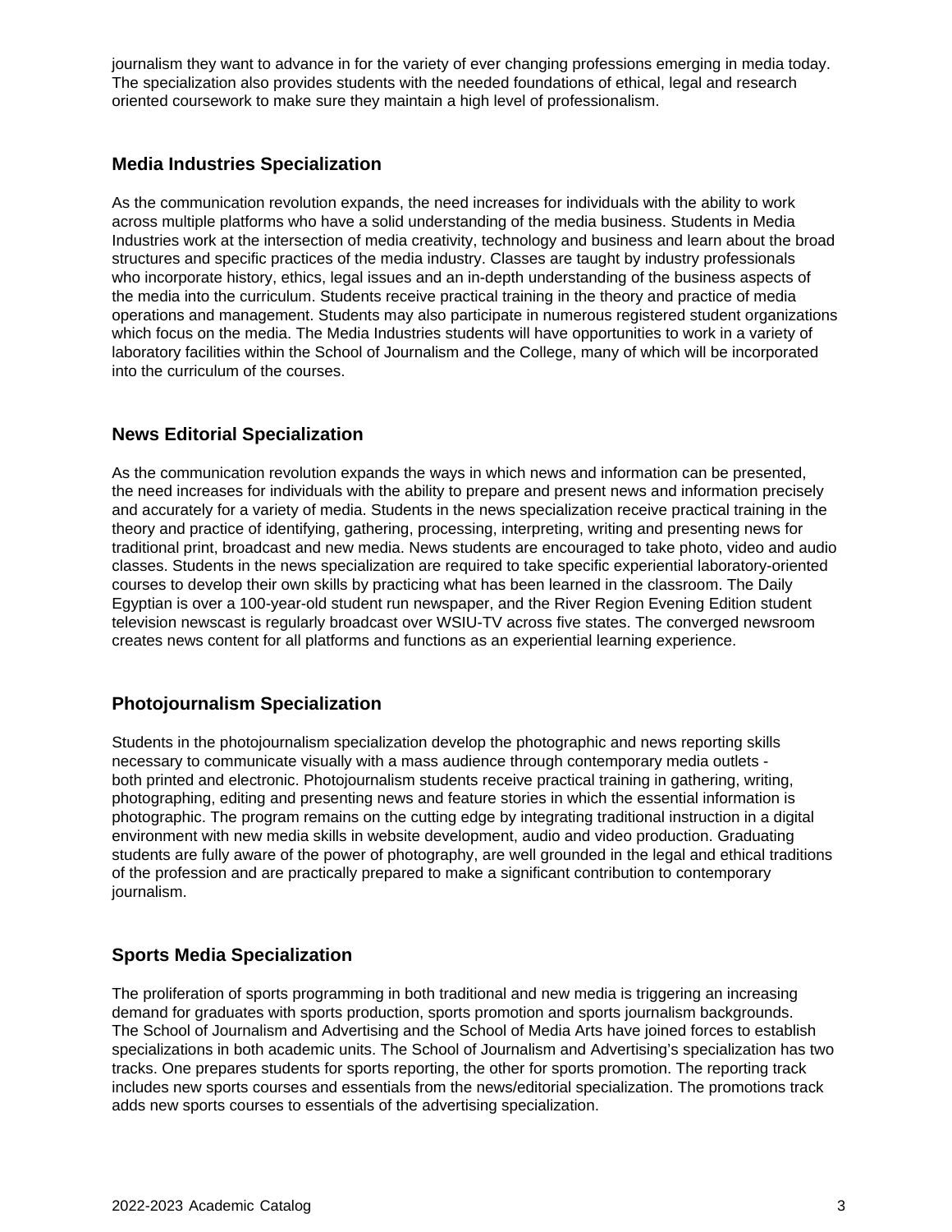journalism they want to advance in for the variety of ever changing professions emerging in media today. The specialization also provides students with the needed foundations of ethical, legal and research oriented coursework to make sure they maintain a high level of professionalism.

### Media Industries Specialization

As the communication revolution expands, the need increases for individuals with the ability to work across multiple platforms who have a solid understanding of the media business. Students in Media Industries work at the intersection of media creativity, technology and business and learn about the broad structures and specific practices of the media industry. Classes are taught by industry professionals who incorporate history, ethics, legal issues and an in-depth understanding of the business aspects of the media into the curriculum. Students receive practical training in the theory and practice of media operations and management. Students may also participate in numerous registered student organizations which focus on the media. The Media Industries students will have opportunities to work in a variety of laboratory facilities within the School of Journalism and the College, many of which will be incorporated into the curriculum of the courses.

### News Editorial Specialization

As the communication revolution expands the ways in which news and information can be presented, the need increases for individuals with the ability to prepare and present news and information precisely and accurately for a variety of media. Students in the news specialization receive practical training in the theory and practice of identifying, gathering, processing, interpreting, writing and presenting news for traditional print, broadcast and new media. News students are encouraged to take photo, video and audio classes. Students in the news specialization are required to take specific experiential laboratory-oriented courses to develop their own skills by practicing what has been learned in the classroom. The Daily Egyptian is over a 100-year-old student run newspaper, and the River Region Evening Edition student television newscast is regularly broadcast over WSIU-TV across five states. The converged newsroom creates news content for all platforms and functions as an experiential learning experience.

### Photojournalism Specialization

Students in the photojournalism specialization develop the photographic and news reporting skills necessary to communicate visually with a mass audience through contemporary media outlets - both printed and electronic. Photojournalism students receive practical training in gathering, writing, photographing, editing and presenting news and feature stories in which the essential information is photographic. The program remains on the cutting edge by integrating traditional instruction in a digital environment with new media skills in website development, audio and video production. Graduating students are fully aware of the power of photography, are well grounded in the legal and ethical traditions of the profession and are practically prepared to make a significant contribution to contemporary journalism.

### Sports Media Specialization

The proliferation of sports programming in both traditional and new media is triggering an increasing demand for graduates with sports production, sports promotion and sports journalism backgrounds. The School of Journalism and Advertising and the School of Media Arts have joined forces to establish specializations in both academic units. The School of Journalism and Advertising's specialization has two tracks. One prepares students for sports reporting, the other for sports promotion. The reporting track includes new sports courses and essentials from the news/editorial specialization. The promotions track adds new sports courses to essentials of the advertising specialization.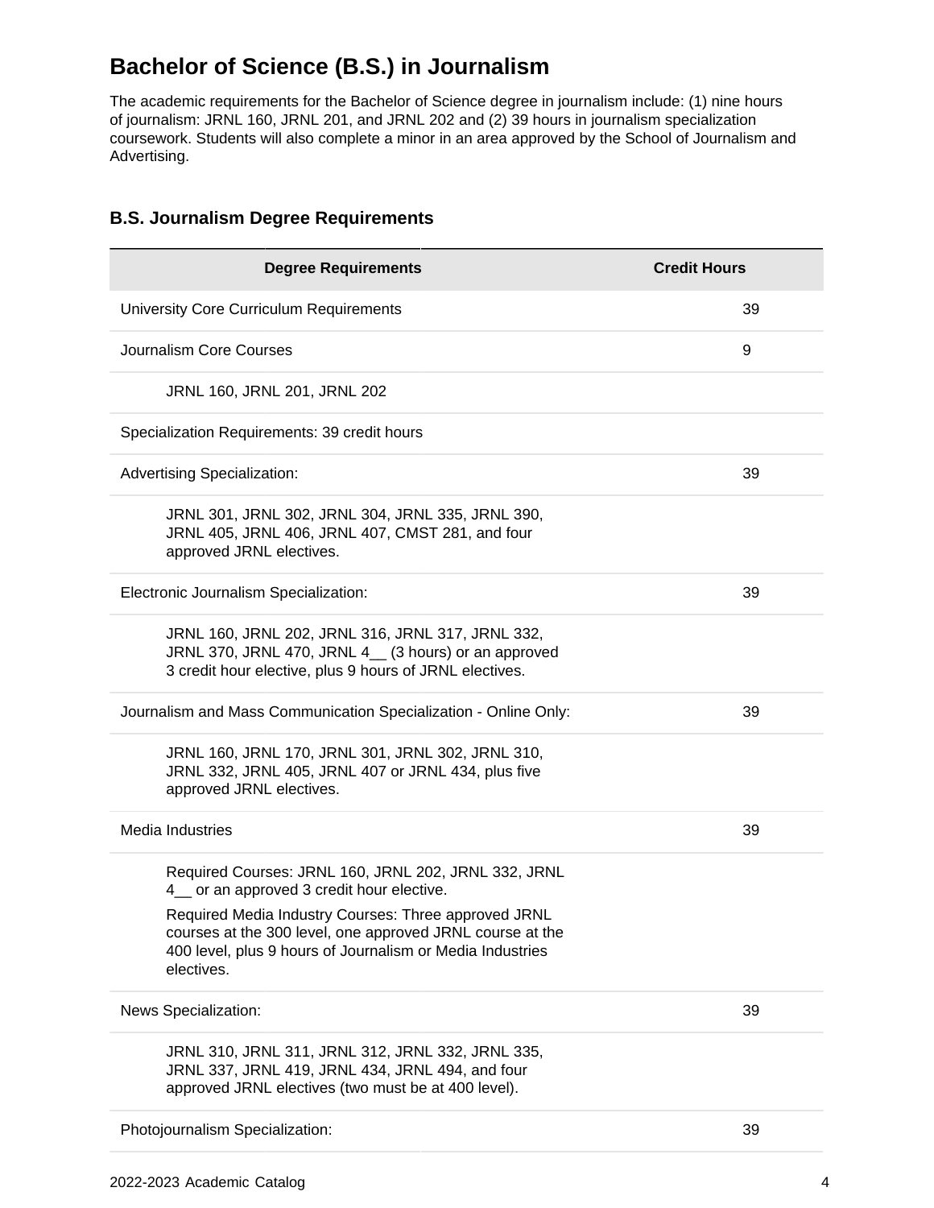# Bachelor of Science (B.S.) in Journalism

The academic requirements for the Bachelor of Science degree in journalism include: (1) nine hours of journalism: JRNL 160, JRNL 201, and JRNL 202 and (2) 39 hours in journalism specialization coursework. Students will also complete a minor in an area approved by the School of Journalism and Advertising.

## B.S. Journalism Degree Requirements

| Degree Requirements | Credit Hours |
|---|---|
| University Core Curriculum Requirements | 39 |
| Journalism Core Courses | 9 |
| JRNL 160, JRNL 201, JRNL 202 | |
| Specialization Requirements: 39 credit hours | |
| Advertising Specialization: | 39 |
| JRNL 301, JRNL 302, JRNL 304, JRNL 335, JRNL 390, JRNL 405, JRNL 406, JRNL 407, CMST 281, and four approved JRNL electives. | |
| Electronic Journalism Specialization: | 39 |
| JRNL 160, JRNL 202, JRNL 316, JRNL 317, JRNL 332, JRNL 370, JRNL 470, JRNL 4__ (3 hours) or an approved 3 credit hour elective, plus 9 hours of JRNL electives. | |
| Journalism and Mass Communication Specialization - Online Only: | 39 |
| JRNL 160, JRNL 170, JRNL 301, JRNL 302, JRNL 310, JRNL 332, JRNL 405, JRNL 407 or JRNL 434, plus five approved JRNL electives. | |
| Media Industries | 39 |
| Required Courses: JRNL 160, JRNL 202, JRNL 332, JRNL 4__ or an approved 3 credit hour elective.<br>Required Media Industry Courses: Three approved JRNL courses at the 300 level, one approved JRNL course at the 400 level, plus 9 hours of Journalism or Media Industries electives. | |
| News Specialization: | 39 |
| JRNL 310, JRNL 311, JRNL 312, JRNL 332, JRNL 335, JRNL 337, JRNL 419, JRNL 434, JRNL 494, and four approved JRNL electives (two must be at 400 level). | |
| Photojournalism Specialization: | 39 |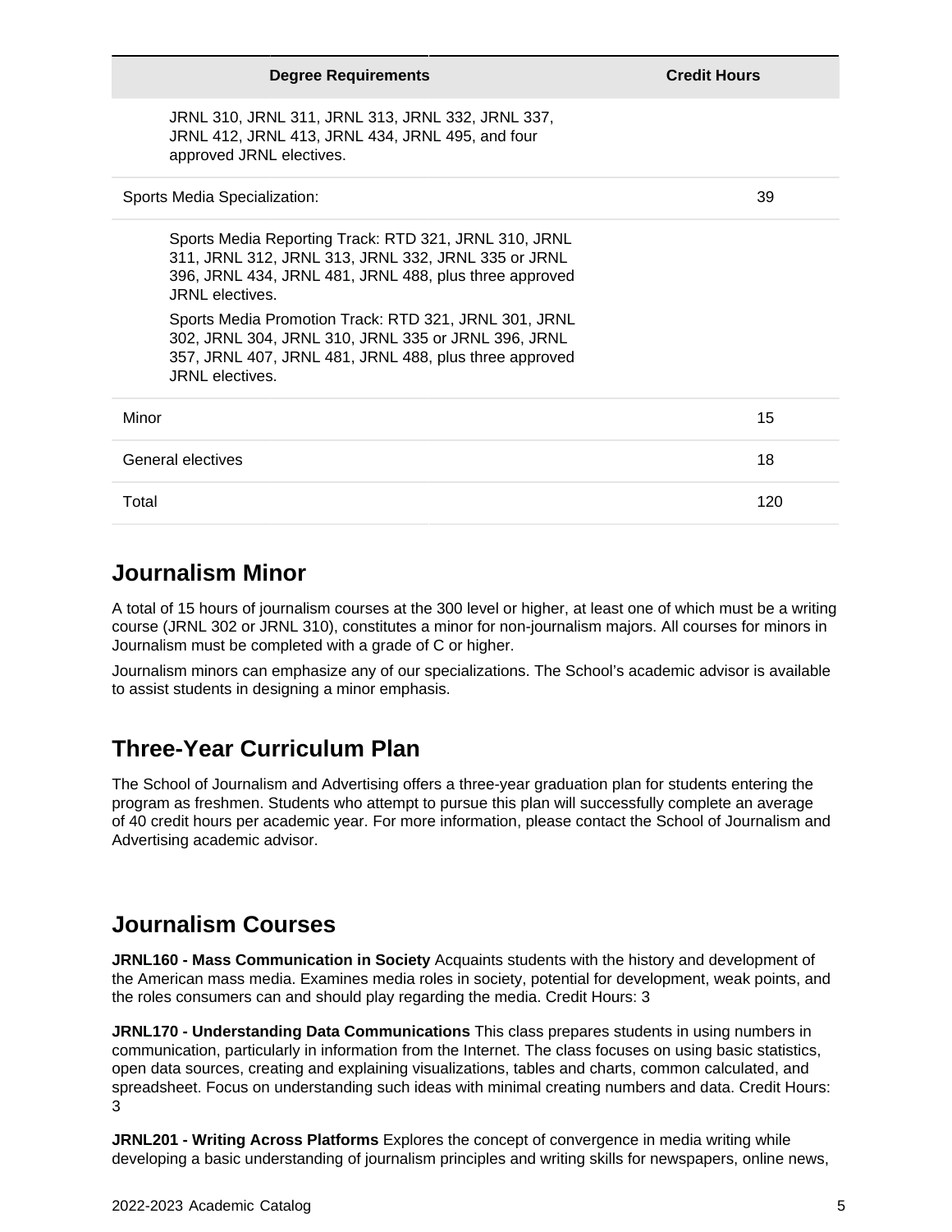| Degree Requirements | Credit Hours |
|---|---|
| JRNL 310, JRNL 311, JRNL 313, JRNL 332, JRNL 337, JRNL 412, JRNL 413, JRNL 434, JRNL 495, and four approved JRNL electives. | |
| Sports Media Specialization: | 39 |
| Sports Media Reporting Track: RTD 321, JRNL 310, JRNL 311, JRNL 312, JRNL 313, JRNL 332, JRNL 335 or JRNL 396, JRNL 434, JRNL 481, JRNL 488, plus three approved JRNL electives.<br>Sports Media Promotion Track: RTD 321, JRNL 301, JRNL 302, JRNL 304, JRNL 310, JRNL 335 or JRNL 396, JRNL 357, JRNL 407, JRNL 481, JRNL 488, plus three approved JRNL electives. | |
| Minor | 15 |
| General electives | 18 |
| Total | 120 |

## Journalism Minor

A total of 15 hours of journalism courses at the 300 level or higher, at least one of which must be a writing course (JRNL 302 or JRNL 310), constitutes a minor for non-journalism majors. All courses for minors in Journalism must be completed with a grade of C or higher.

Journalism minors can emphasize any of our specializations. The School's academic advisor is available to assist students in designing a minor emphasis.

## Three-Year Curriculum Plan

The School of Journalism and Advertising offers a three-year graduation plan for students entering the program as freshmen. Students who attempt to pursue this plan will successfully complete an average of 40 credit hours per academic year. For more information, please contact the School of Journalism and Advertising academic advisor.

## Journalism Courses

**JRNL160 - Mass Communication in Society** Acquaints students with the history and development of the American mass media. Examines media roles in society, potential for development, weak points, and the roles consumers can and should play regarding the media. Credit Hours: 3

**JRNL170 - Understanding Data Communications** This class prepares students in using numbers in communication, particularly in information from the Internet. The class focuses on using basic statistics, open data sources, creating and explaining visualizations, tables and charts, common calculated, and spreadsheet. Focus on understanding such ideas with minimal creating numbers and data. Credit Hours: 3

**JRNL201 - Writing Across Platforms** Explores the concept of convergence in media writing while developing a basic understanding of journalism principles and writing skills for newspapers, online news,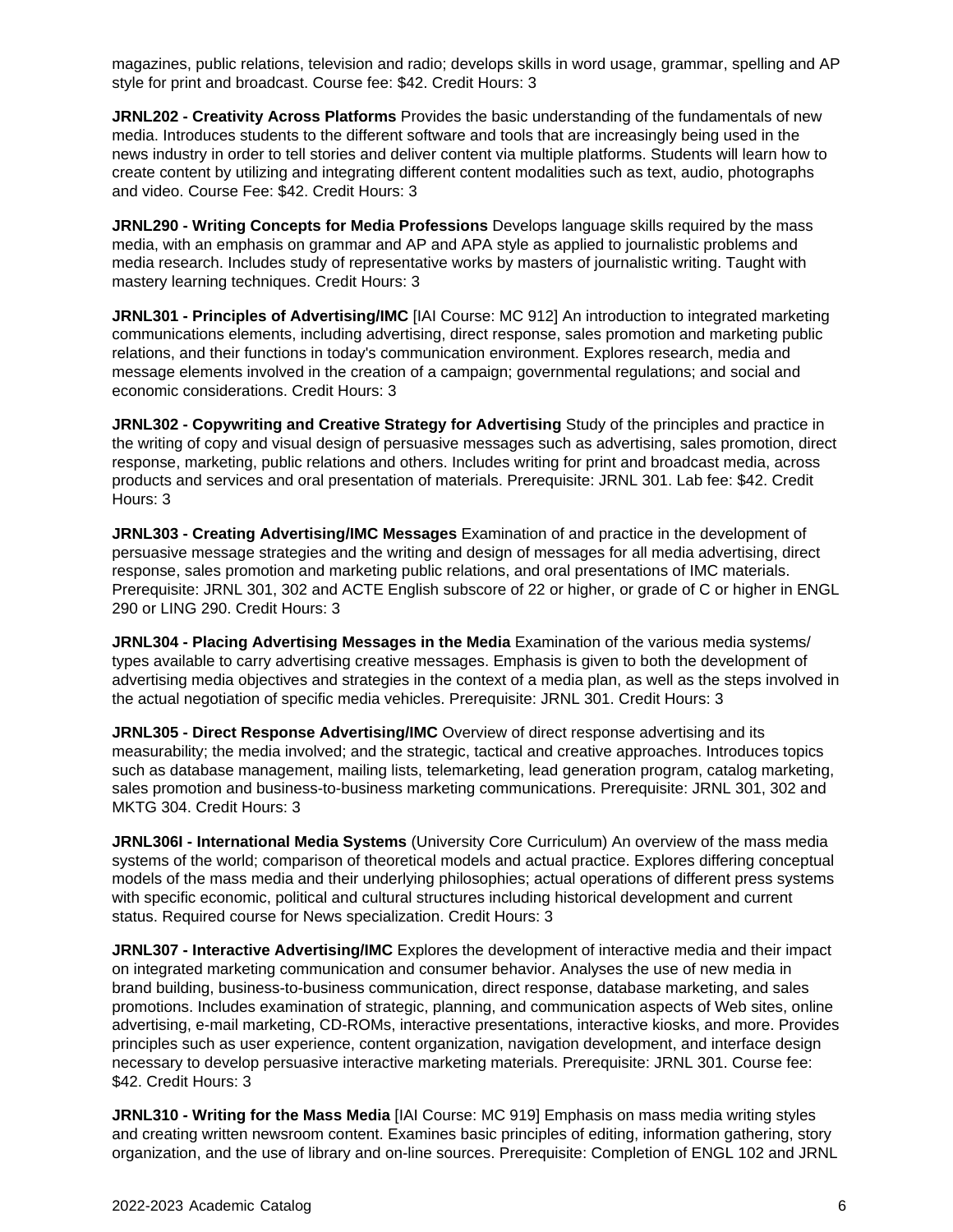magazines, public relations, television and radio; develops skills in word usage, grammar, spelling and AP style for print and broadcast. Course fee: $42. Credit Hours: 3

**JRNL202 - Creativity Across Platforms** Provides the basic understanding of the fundamentals of new media. Introduces students to the different software and tools that are increasingly being used in the news industry in order to tell stories and deliver content via multiple platforms. Students will learn how to create content by utilizing and integrating different content modalities such as text, audio, photographs and video. Course Fee: $42. Credit Hours: 3

**JRNL290 - Writing Concepts for Media Professions** Develops language skills required by the mass media, with an emphasis on grammar and AP and APA style as applied to journalistic problems and media research. Includes study of representative works by masters of journalistic writing. Taught with mastery learning techniques. Credit Hours: 3

**JRNL301 - Principles of Advertising/IMC** [IAI Course: MC 912] An introduction to integrated marketing communications elements, including advertising, direct response, sales promotion and marketing public relations, and their functions in today's communication environment. Explores research, media and message elements involved in the creation of a campaign; governmental regulations; and social and economic considerations. Credit Hours: 3

**JRNL302 - Copywriting and Creative Strategy for Advertising** Study of the principles and practice in the writing of copy and visual design of persuasive messages such as advertising, sales promotion, direct response, marketing, public relations and others. Includes writing for print and broadcast media, across products and services and oral presentation of materials. Prerequisite: JRNL 301. Lab fee: $42. Credit Hours: 3

**JRNL303 - Creating Advertising/IMC Messages** Examination of and practice in the development of persuasive message strategies and the writing and design of messages for all media advertising, direct response, sales promotion and marketing public relations, and oral presentations of IMC materials. Prerequisite: JRNL 301, 302 and ACTE English subscore of 22 or higher, or grade of C or higher in ENGL 290 or LING 290. Credit Hours: 3

**JRNL304 - Placing Advertising Messages in the Media** Examination of the various media systems/ types available to carry advertising creative messages. Emphasis is given to both the development of advertising media objectives and strategies in the context of a media plan, as well as the steps involved in the actual negotiation of specific media vehicles. Prerequisite: JRNL 301. Credit Hours: 3

**JRNL305 - Direct Response Advertising/IMC** Overview of direct response advertising and its measurability; the media involved; and the strategic, tactical and creative approaches. Introduces topics such as database management, mailing lists, telemarketing, lead generation program, catalog marketing, sales promotion and business-to-business marketing communications. Prerequisite: JRNL 301, 302 and MKTG 304. Credit Hours: 3

**JRNL306I - International Media Systems** (University Core Curriculum) An overview of the mass media systems of the world; comparison of theoretical models and actual practice. Explores differing conceptual models of the mass media and their underlying philosophies; actual operations of different press systems with specific economic, political and cultural structures including historical development and current status. Required course for News specialization. Credit Hours: 3

**JRNL307 - Interactive Advertising/IMC** Explores the development of interactive media and their impact on integrated marketing communication and consumer behavior. Analyses the use of new media in brand building, business-to-business communication, direct response, database marketing, and sales promotions. Includes examination of strategic, planning, and communication aspects of Web sites, online advertising, e-mail marketing, CD-ROMs, interactive presentations, interactive kiosks, and more. Provides principles such as user experience, content organization, navigation development, and interface design necessary to develop persuasive interactive marketing materials. Prerequisite: JRNL 301. Course fee: $42. Credit Hours: 3

**JRNL310 - Writing for the Mass Media** [IAI Course: MC 919] Emphasis on mass media writing styles and creating written newsroom content. Examines basic principles of editing, information gathering, story organization, and the use of library and on-line sources. Prerequisite: Completion of ENGL 102 and JRNL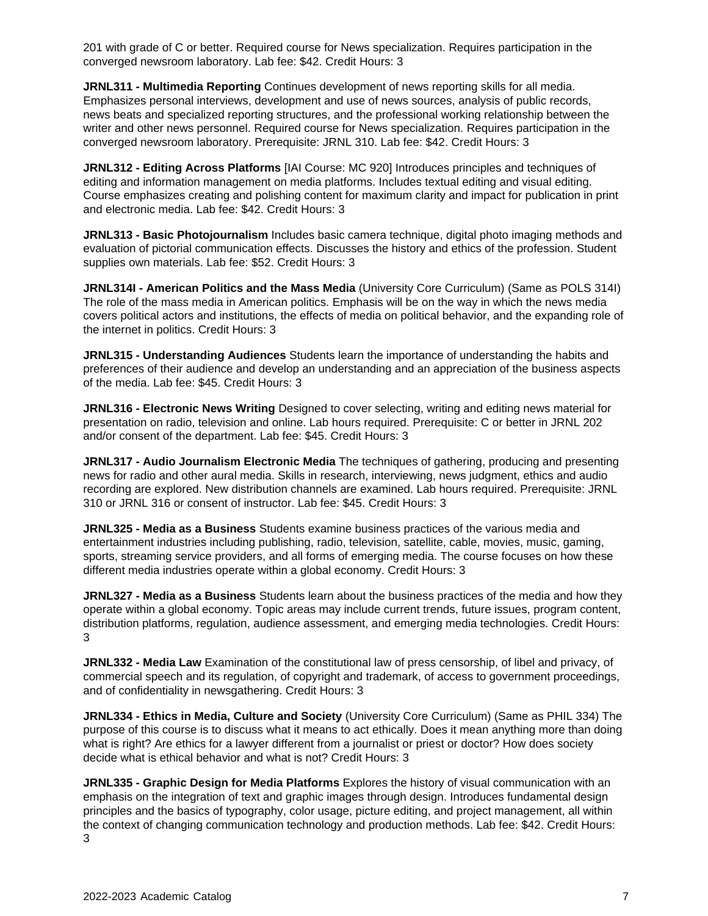201 with grade of C or better. Required course for News specialization. Requires participation in the converged newsroom laboratory. Lab fee: $42. Credit Hours: 3

**JRNL311 - Multimedia Reporting** Continues development of news reporting skills for all media. Emphasizes personal interviews, development and use of news sources, analysis of public records, news beats and specialized reporting structures, and the professional working relationship between the writer and other news personnel. Required course for News specialization. Requires participation in the converged newsroom laboratory. Prerequisite: JRNL 310. Lab fee: $42. Credit Hours: 3

**JRNL312 - Editing Across Platforms** [IAI Course: MC 920] Introduces principles and techniques of editing and information management on media platforms. Includes textual editing and visual editing. Course emphasizes creating and polishing content for maximum clarity and impact for publication in print and electronic media. Lab fee: $42. Credit Hours: 3

**JRNL313 - Basic Photojournalism** Includes basic camera technique, digital photo imaging methods and evaluation of pictorial communication effects. Discusses the history and ethics of the profession. Student supplies own materials. Lab fee: $52. Credit Hours: 3

**JRNL314I - American Politics and the Mass Media** (University Core Curriculum) (Same as POLS 314I) The role of the mass media in American politics. Emphasis will be on the way in which the news media covers political actors and institutions, the effects of media on political behavior, and the expanding role of the internet in politics. Credit Hours: 3

**JRNL315 - Understanding Audiences** Students learn the importance of understanding the habits and preferences of their audience and develop an understanding and an appreciation of the business aspects of the media. Lab fee: $45. Credit Hours: 3

**JRNL316 - Electronic News Writing** Designed to cover selecting, writing and editing news material for presentation on radio, television and online. Lab hours required. Prerequisite: C or better in JRNL 202 and/or consent of the department. Lab fee: $45. Credit Hours: 3

**JRNL317 - Audio Journalism Electronic Media** The techniques of gathering, producing and presenting news for radio and other aural media. Skills in research, interviewing, news judgment, ethics and audio recording are explored. New distribution channels are examined. Lab hours required. Prerequisite: JRNL 310 or JRNL 316 or consent of instructor. Lab fee: $45. Credit Hours: 3

**JRNL325 - Media as a Business** Students examine business practices of the various media and entertainment industries including publishing, radio, television, satellite, cable, movies, music, gaming, sports, streaming service providers, and all forms of emerging media. The course focuses on how these different media industries operate within a global economy. Credit Hours: 3

**JRNL327 - Media as a Business** Students learn about the business practices of the media and how they operate within a global economy. Topic areas may include current trends, future issues, program content, distribution platforms, regulation, audience assessment, and emerging media technologies. Credit Hours: 3

**JRNL332 - Media Law** Examination of the constitutional law of press censorship, of libel and privacy, of commercial speech and its regulation, of copyright and trademark, of access to government proceedings, and of confidentiality in newsgathering. Credit Hours: 3

**JRNL334 - Ethics in Media, Culture and Society** (University Core Curriculum) (Same as PHIL 334) The purpose of this course is to discuss what it means to act ethically. Does it mean anything more than doing what is right? Are ethics for a lawyer different from a journalist or priest or doctor? How does society decide what is ethical behavior and what is not? Credit Hours: 3

**JRNL335 - Graphic Design for Media Platforms** Explores the history of visual communication with an emphasis on the integration of text and graphic images through design. Introduces fundamental design principles and the basics of typography, color usage, picture editing, and project management, all within the context of changing communication technology and production methods. Lab fee: $42. Credit Hours: 3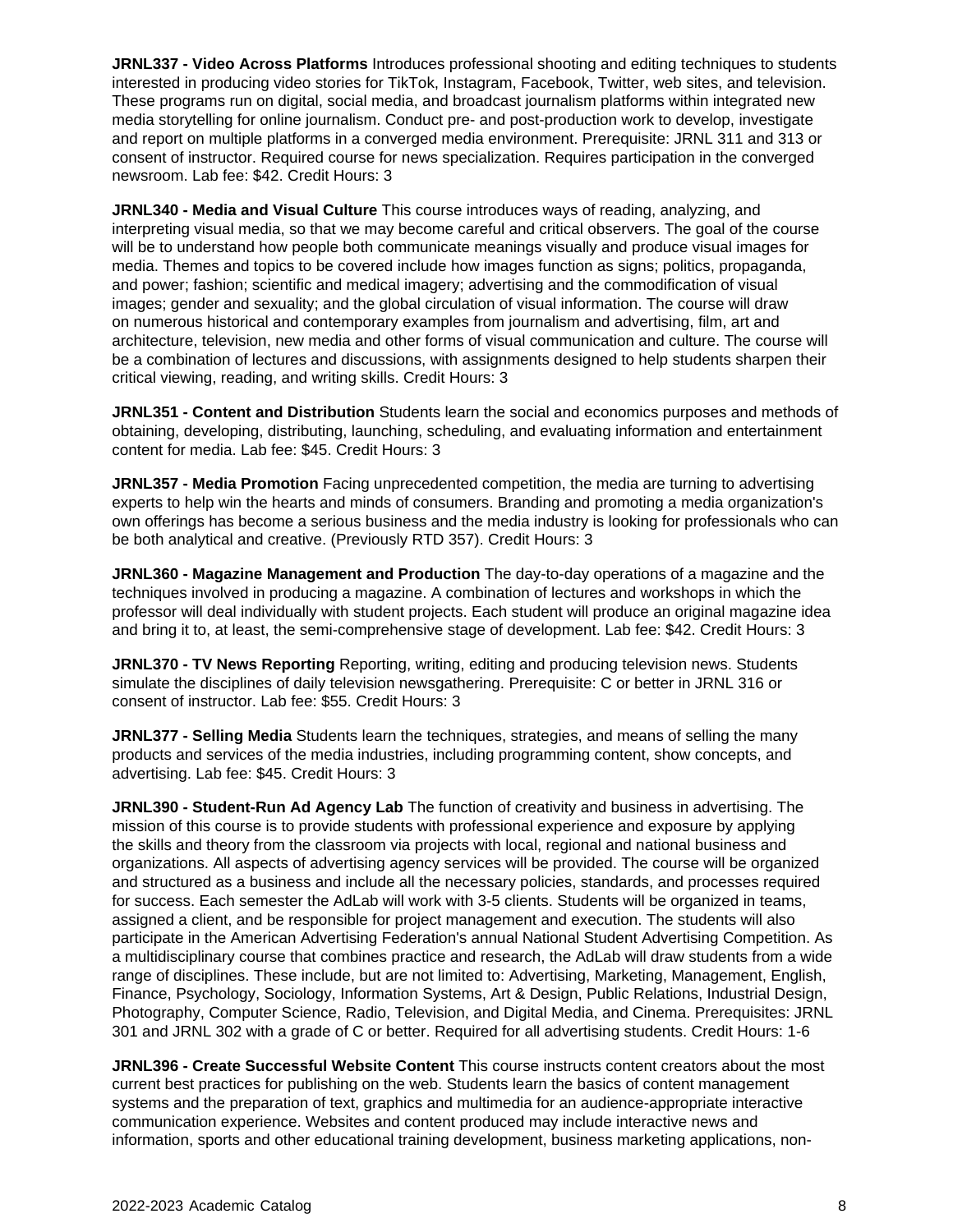**JRNL337 - Video Across Platforms** Introduces professional shooting and editing techniques to students interested in producing video stories for TikTok, Instagram, Facebook, Twitter, web sites, and television. These programs run on digital, social media, and broadcast journalism platforms within integrated new media storytelling for online journalism. Conduct pre- and post-production work to develop, investigate and report on multiple platforms in a converged media environment. Prerequisite: JRNL 311 and 313 or consent of instructor. Required course for news specialization. Requires participation in the converged newsroom. Lab fee: $42. Credit Hours: 3

**JRNL340 - Media and Visual Culture** This course introduces ways of reading, analyzing, and interpreting visual media, so that we may become careful and critical observers. The goal of the course will be to understand how people both communicate meanings visually and produce visual images for media. Themes and topics to be covered include how images function as signs; politics, propaganda, and power; fashion; scientific and medical imagery; advertising and the commodification of visual images; gender and sexuality; and the global circulation of visual information. The course will draw on numerous historical and contemporary examples from journalism and advertising, film, art and architecture, television, new media and other forms of visual communication and culture. The course will be a combination of lectures and discussions, with assignments designed to help students sharpen their critical viewing, reading, and writing skills. Credit Hours: 3

**JRNL351 - Content and Distribution** Students learn the social and economics purposes and methods of obtaining, developing, distributing, launching, scheduling, and evaluating information and entertainment content for media. Lab fee: $45. Credit Hours: 3

**JRNL357 - Media Promotion** Facing unprecedented competition, the media are turning to advertising experts to help win the hearts and minds of consumers. Branding and promoting a media organization's own offerings has become a serious business and the media industry is looking for professionals who can be both analytical and creative. (Previously RTD 357). Credit Hours: 3

**JRNL360 - Magazine Management and Production** The day-to-day operations of a magazine and the techniques involved in producing a magazine. A combination of lectures and workshops in which the professor will deal individually with student projects. Each student will produce an original magazine idea and bring it to, at least, the semi-comprehensive stage of development. Lab fee: $42. Credit Hours: 3

**JRNL370 - TV News Reporting** Reporting, writing, editing and producing television news. Students simulate the disciplines of daily television newsgathering. Prerequisite: C or better in JRNL 316 or consent of instructor. Lab fee: $55. Credit Hours: 3

**JRNL377 - Selling Media** Students learn the techniques, strategies, and means of selling the many products and services of the media industries, including programming content, show concepts, and advertising. Lab fee: $45. Credit Hours: 3

**JRNL390 - Student-Run Ad Agency Lab** The function of creativity and business in advertising. The mission of this course is to provide students with professional experience and exposure by applying the skills and theory from the classroom via projects with local, regional and national business and organizations. All aspects of advertising agency services will be provided. The course will be organized and structured as a business and include all the necessary policies, standards, and processes required for success. Each semester the AdLab will work with 3-5 clients. Students will be organized in teams, assigned a client, and be responsible for project management and execution. The students will also participate in the American Advertising Federation's annual National Student Advertising Competition. As a multidisciplinary course that combines practice and research, the AdLab will draw students from a wide range of disciplines. These include, but are not limited to: Advertising, Marketing, Management, English, Finance, Psychology, Sociology, Information Systems, Art & Design, Public Relations, Industrial Design, Photography, Computer Science, Radio, Television, and Digital Media, and Cinema. Prerequisites: JRNL 301 and JRNL 302 with a grade of C or better. Required for all advertising students. Credit Hours: 1-6

**JRNL396 - Create Successful Website Content** This course instructs content creators about the most current best practices for publishing on the web. Students learn the basics of content management systems and the preparation of text, graphics and multimedia for an audience-appropriate interactive communication experience. Websites and content produced may include interactive news and information, sports and other educational training development, business marketing applications, non-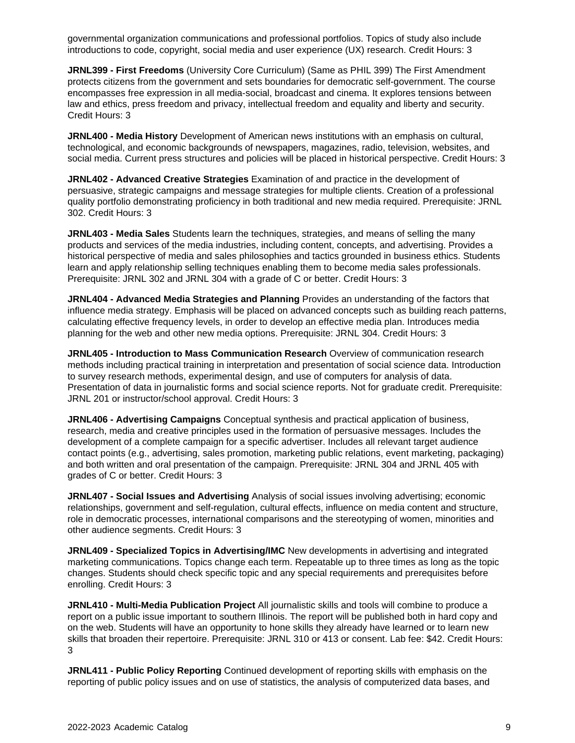governmental organization communications and professional portfolios. Topics of study also include introductions to code, copyright, social media and user experience (UX) research. Credit Hours: 3

**JRNL399 - First Freedoms** (University Core Curriculum) (Same as PHIL 399) The First Amendment protects citizens from the government and sets boundaries for democratic self-government. The course encompasses free expression in all media-social, broadcast and cinema. It explores tensions between law and ethics, press freedom and privacy, intellectual freedom and equality and liberty and security. Credit Hours: 3

**JRNL400 - Media History** Development of American news institutions with an emphasis on cultural, technological, and economic backgrounds of newspapers, magazines, radio, television, websites, and social media. Current press structures and policies will be placed in historical perspective. Credit Hours: 3

**JRNL402 - Advanced Creative Strategies** Examination of and practice in the development of persuasive, strategic campaigns and message strategies for multiple clients. Creation of a professional quality portfolio demonstrating proficiency in both traditional and new media required. Prerequisite: JRNL 302. Credit Hours: 3

**JRNL403 - Media Sales** Students learn the techniques, strategies, and means of selling the many products and services of the media industries, including content, concepts, and advertising. Provides a historical perspective of media and sales philosophies and tactics grounded in business ethics. Students learn and apply relationship selling techniques enabling them to become media sales professionals. Prerequisite: JRNL 302 and JRNL 304 with a grade of C or better. Credit Hours: 3

**JRNL404 - Advanced Media Strategies and Planning** Provides an understanding of the factors that influence media strategy. Emphasis will be placed on advanced concepts such as building reach patterns, calculating effective frequency levels, in order to develop an effective media plan. Introduces media planning for the web and other new media options. Prerequisite: JRNL 304. Credit Hours: 3

**JRNL405 - Introduction to Mass Communication Research** Overview of communication research methods including practical training in interpretation and presentation of social science data. Introduction to survey research methods, experimental design, and use of computers for analysis of data. Presentation of data in journalistic forms and social science reports. Not for graduate credit. Prerequisite: JRNL 201 or instructor/school approval. Credit Hours: 3

**JRNL406 - Advertising Campaigns** Conceptual synthesis and practical application of business, research, media and creative principles used in the formation of persuasive messages. Includes the development of a complete campaign for a specific advertiser. Includes all relevant target audience contact points (e.g., advertising, sales promotion, marketing public relations, event marketing, packaging) and both written and oral presentation of the campaign. Prerequisite: JRNL 304 and JRNL 405 with grades of C or better. Credit Hours: 3

**JRNL407 - Social Issues and Advertising** Analysis of social issues involving advertising; economic relationships, government and self-regulation, cultural effects, influence on media content and structure, role in democratic processes, international comparisons and the stereotyping of women, minorities and other audience segments. Credit Hours: 3

**JRNL409 - Specialized Topics in Advertising/IMC** New developments in advertising and integrated marketing communications. Topics change each term. Repeatable up to three times as long as the topic changes. Students should check specific topic and any special requirements and prerequisites before enrolling. Credit Hours: 3

**JRNL410 - Multi-Media Publication Project** All journalistic skills and tools will combine to produce a report on a public issue important to southern Illinois. The report will be published both in hard copy and on the web. Students will have an opportunity to hone skills they already have learned or to learn new skills that broaden their repertoire. Prerequisite: JRNL 310 or 413 or consent. Lab fee: $42. Credit Hours: 3

**JRNL411 - Public Policy Reporting** Continued development of reporting skills with emphasis on the reporting of public policy issues and on use of statistics, the analysis of computerized data bases, and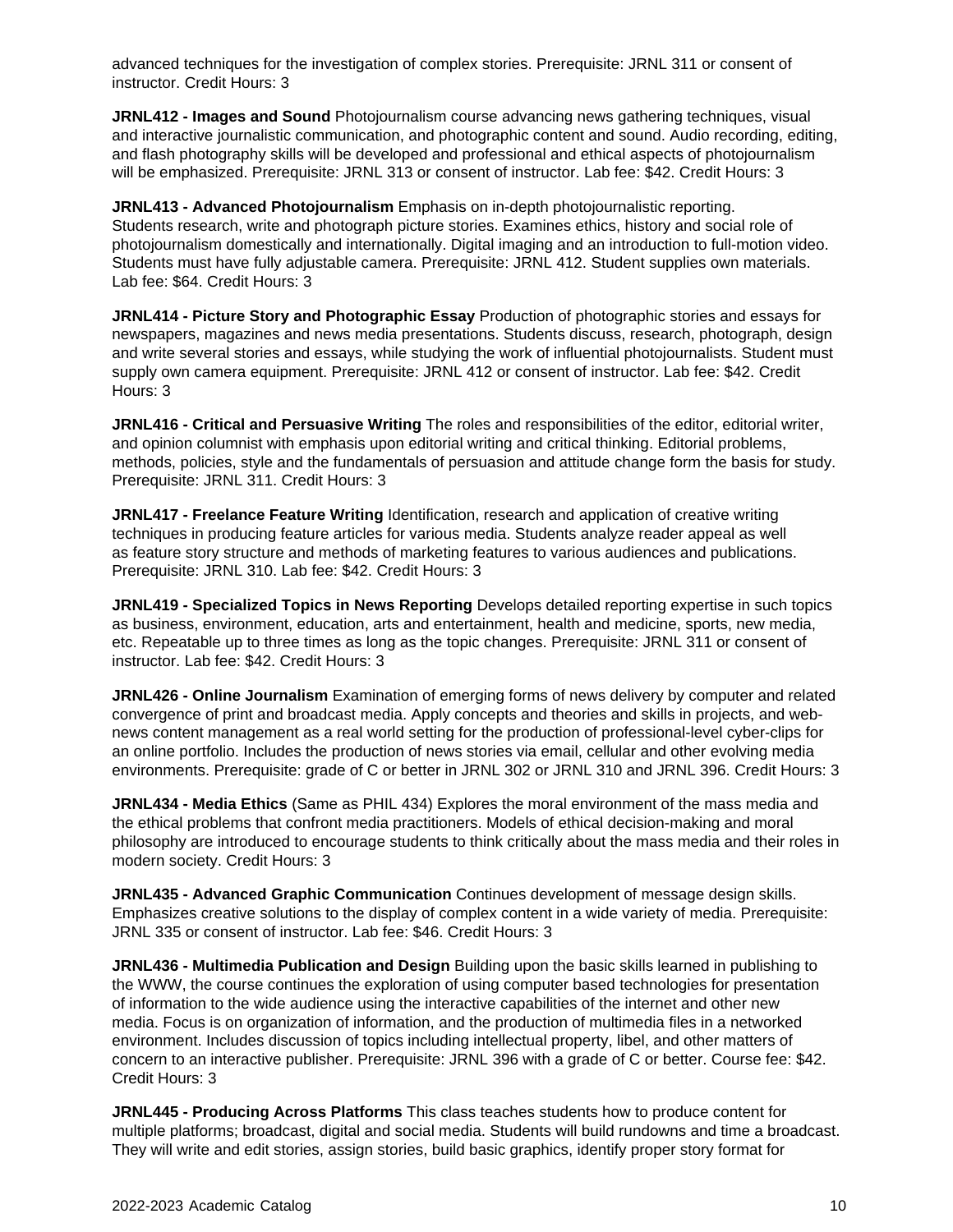advanced techniques for the investigation of complex stories. Prerequisite: JRNL 311 or consent of instructor. Credit Hours: 3

**JRNL412 - Images and Sound** Photojournalism course advancing news gathering techniques, visual and interactive journalistic communication, and photographic content and sound. Audio recording, editing, and flash photography skills will be developed and professional and ethical aspects of photojournalism will be emphasized. Prerequisite: JRNL 313 or consent of instructor. Lab fee: $42. Credit Hours: 3

**JRNL413 - Advanced Photojournalism** Emphasis on in-depth photojournalistic reporting. Students research, write and photograph picture stories. Examines ethics, history and social role of photojournalism domestically and internationally. Digital imaging and an introduction to full-motion video. Students must have fully adjustable camera. Prerequisite: JRNL 412. Student supplies own materials. Lab fee: $64. Credit Hours: 3

**JRNL414 - Picture Story and Photographic Essay** Production of photographic stories and essays for newspapers, magazines and news media presentations. Students discuss, research, photograph, design and write several stories and essays, while studying the work of influential photojournalists. Student must supply own camera equipment. Prerequisite: JRNL 412 or consent of instructor. Lab fee: $42. Credit Hours: 3

**JRNL416 - Critical and Persuasive Writing** The roles and responsibilities of the editor, editorial writer, and opinion columnist with emphasis upon editorial writing and critical thinking. Editorial problems, methods, policies, style and the fundamentals of persuasion and attitude change form the basis for study. Prerequisite: JRNL 311. Credit Hours: 3

**JRNL417 - Freelance Feature Writing** Identification, research and application of creative writing techniques in producing feature articles for various media. Students analyze reader appeal as well as feature story structure and methods of marketing features to various audiences and publications. Prerequisite: JRNL 310. Lab fee: $42. Credit Hours: 3

**JRNL419 - Specialized Topics in News Reporting** Develops detailed reporting expertise in such topics as business, environment, education, arts and entertainment, health and medicine, sports, new media, etc. Repeatable up to three times as long as the topic changes. Prerequisite: JRNL 311 or consent of instructor. Lab fee: $42. Credit Hours: 3

**JRNL426 - Online Journalism** Examination of emerging forms of news delivery by computer and related convergence of print and broadcast media. Apply concepts and theories and skills in projects, and web-news content management as a real world setting for the production of professional-level cyber-clips for an online portfolio. Includes the production of news stories via email, cellular and other evolving media environments. Prerequisite: grade of C or better in JRNL 302 or JRNL 310 and JRNL 396. Credit Hours: 3

**JRNL434 - Media Ethics** (Same as PHIL 434) Explores the moral environment of the mass media and the ethical problems that confront media practitioners. Models of ethical decision-making and moral philosophy are introduced to encourage students to think critically about the mass media and their roles in modern society. Credit Hours: 3

**JRNL435 - Advanced Graphic Communication** Continues development of message design skills. Emphasizes creative solutions to the display of complex content in a wide variety of media. Prerequisite: JRNL 335 or consent of instructor. Lab fee: $46. Credit Hours: 3

**JRNL436 - Multimedia Publication and Design** Building upon the basic skills learned in publishing to the WWW, the course continues the exploration of using computer based technologies for presentation of information to the wide audience using the interactive capabilities of the internet and other new media. Focus is on organization of information, and the production of multimedia files in a networked environment. Includes discussion of topics including intellectual property, libel, and other matters of concern to an interactive publisher. Prerequisite: JRNL 396 with a grade of C or better. Course fee: $42. Credit Hours: 3

**JRNL445 - Producing Across Platforms** This class teaches students how to produce content for multiple platforms; broadcast, digital and social media. Students will build rundowns and time a broadcast. They will write and edit stories, assign stories, build basic graphics, identify proper story format for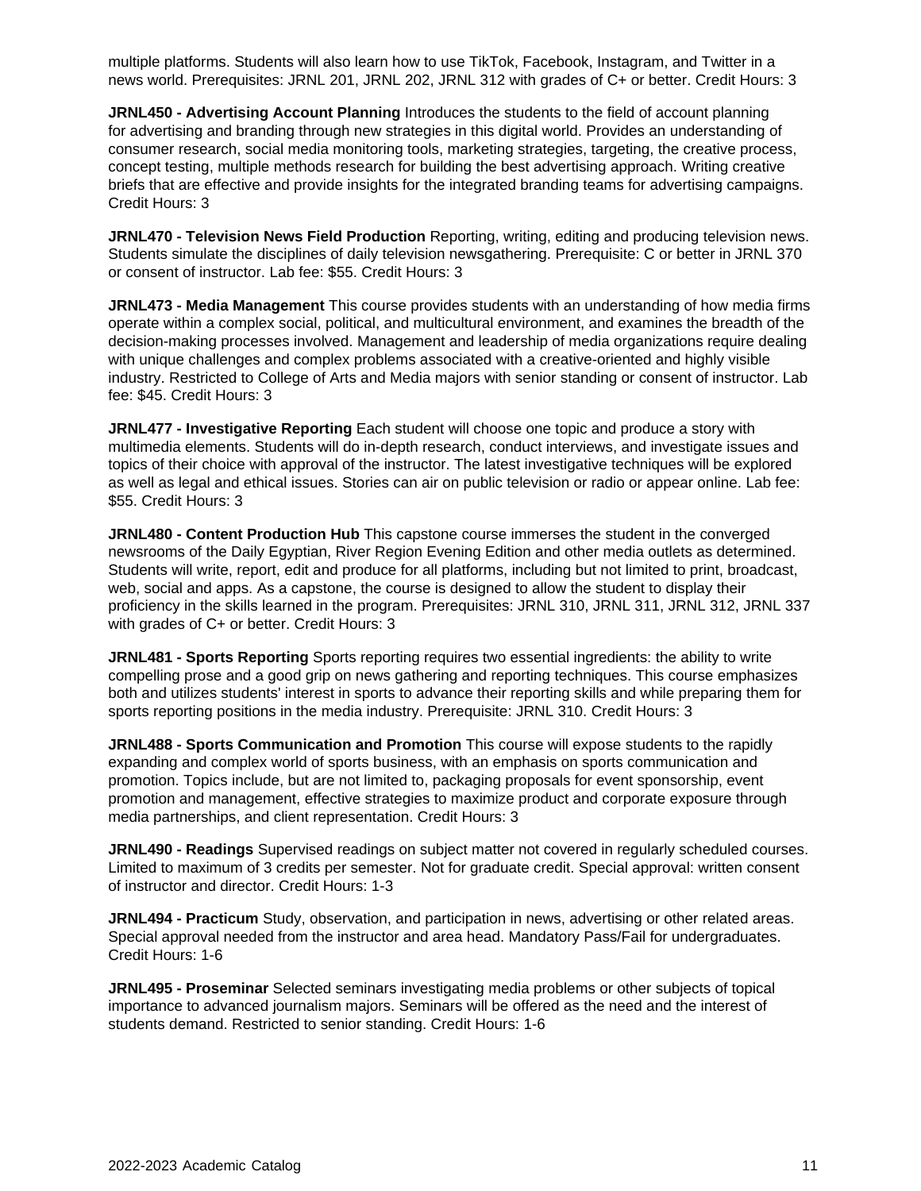multiple platforms. Students will also learn how to use TikTok, Facebook, Instagram, and Twitter in a news world. Prerequisites: JRNL 201, JRNL 202, JRNL 312 with grades of C+ or better. Credit Hours: 3

**JRNL450 - Advertising Account Planning** Introduces the students to the field of account planning for advertising and branding through new strategies in this digital world. Provides an understanding of consumer research, social media monitoring tools, marketing strategies, targeting, the creative process, concept testing, multiple methods research for building the best advertising approach. Writing creative briefs that are effective and provide insights for the integrated branding teams for advertising campaigns. Credit Hours: 3

**JRNL470 - Television News Field Production** Reporting, writing, editing and producing television news. Students simulate the disciplines of daily television newsgathering. Prerequisite: C or better in JRNL 370 or consent of instructor. Lab fee: $55. Credit Hours: 3

**JRNL473 - Media Management** This course provides students with an understanding of how media firms operate within a complex social, political, and multicultural environment, and examines the breadth of the decision-making processes involved. Management and leadership of media organizations require dealing with unique challenges and complex problems associated with a creative-oriented and highly visible industry. Restricted to College of Arts and Media majors with senior standing or consent of instructor. Lab fee: $45. Credit Hours: 3

**JRNL477 - Investigative Reporting** Each student will choose one topic and produce a story with multimedia elements. Students will do in-depth research, conduct interviews, and investigate issues and topics of their choice with approval of the instructor. The latest investigative techniques will be explored as well as legal and ethical issues. Stories can air on public television or radio or appear online. Lab fee: $55. Credit Hours: 3

**JRNL480 - Content Production Hub** This capstone course immerses the student in the converged newsrooms of the Daily Egyptian, River Region Evening Edition and other media outlets as determined. Students will write, report, edit and produce for all platforms, including but not limited to print, broadcast, web, social and apps. As a capstone, the course is designed to allow the student to display their proficiency in the skills learned in the program. Prerequisites: JRNL 310, JRNL 311, JRNL 312, JRNL 337 with grades of C+ or better. Credit Hours: 3

**JRNL481 - Sports Reporting** Sports reporting requires two essential ingredients: the ability to write compelling prose and a good grip on news gathering and reporting techniques. This course emphasizes both and utilizes students' interest in sports to advance their reporting skills and while preparing them for sports reporting positions in the media industry. Prerequisite: JRNL 310. Credit Hours: 3

**JRNL488 - Sports Communication and Promotion** This course will expose students to the rapidly expanding and complex world of sports business, with an emphasis on sports communication and promotion. Topics include, but are not limited to, packaging proposals for event sponsorship, event promotion and management, effective strategies to maximize product and corporate exposure through media partnerships, and client representation. Credit Hours: 3

**JRNL490 - Readings** Supervised readings on subject matter not covered in regularly scheduled courses. Limited to maximum of 3 credits per semester. Not for graduate credit. Special approval: written consent of instructor and director. Credit Hours: 1-3

**JRNL494 - Practicum** Study, observation, and participation in news, advertising or other related areas. Special approval needed from the instructor and area head. Mandatory Pass/Fail for undergraduates. Credit Hours: 1-6

**JRNL495 - Proseminar** Selected seminars investigating media problems or other subjects of topical importance to advanced journalism majors. Seminars will be offered as the need and the interest of students demand. Restricted to senior standing. Credit Hours: 1-6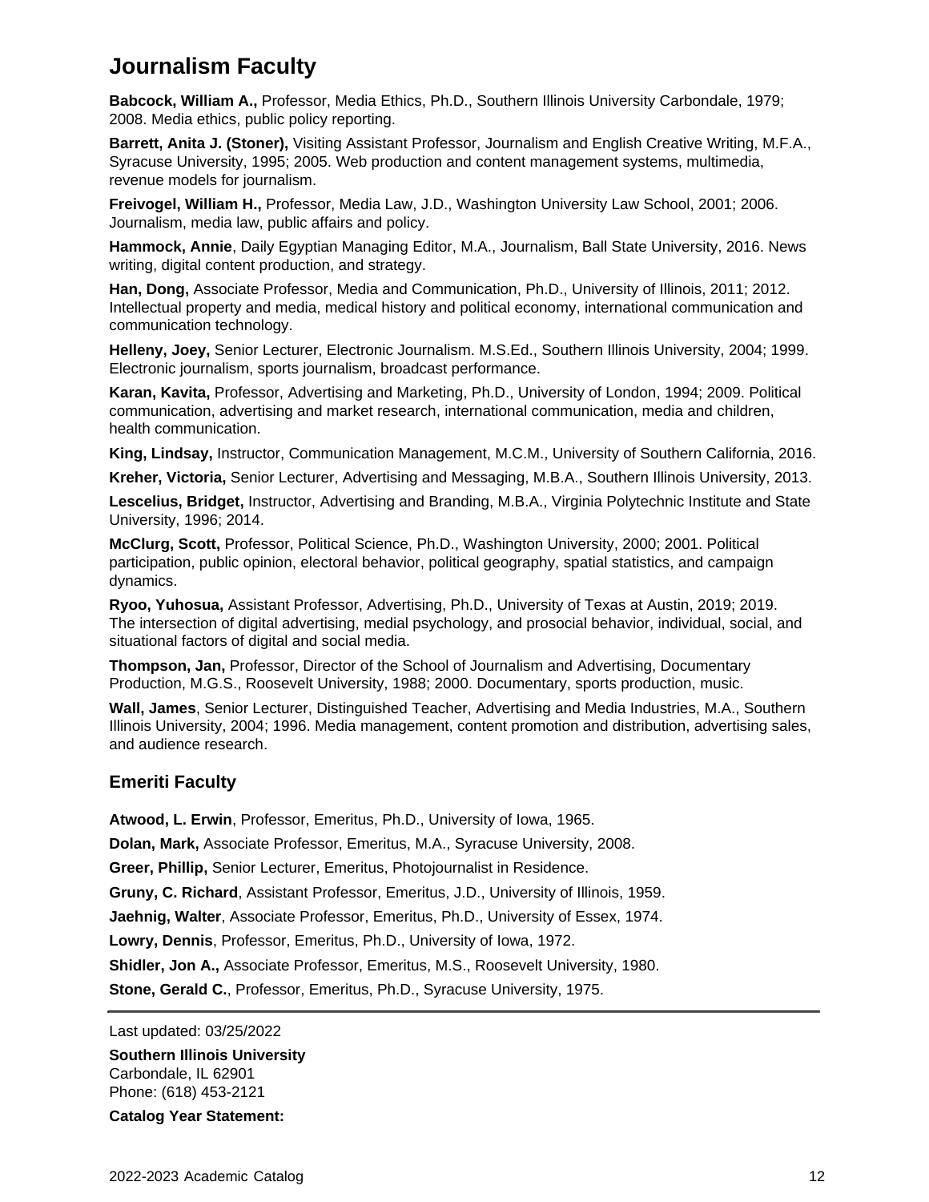# Journalism Faculty

**Babcock, William A.,** Professor, Media Ethics, Ph.D., Southern Illinois University Carbondale, 1979; 2008. Media ethics, public policy reporting.

**Barrett, Anita J. (Stoner),** Visiting Assistant Professor, Journalism and English Creative Writing, M.F.A., Syracuse University, 1995; 2005. Web production and content management systems, multimedia, revenue models for journalism.

**Freivogel, William H.,** Professor, Media Law, J.D., Washington University Law School, 2001; 2006. Journalism, media law, public affairs and policy.

**Hammock, Annie**, Daily Egyptian Managing Editor, M.A., Journalism, Ball State University, 2016. News writing, digital content production, and strategy.

**Han, Dong,** Associate Professor, Media and Communication, Ph.D., University of Illinois, 2011; 2012. Intellectual property and media, medical history and political economy, international communication and communication technology.

**Helleny, Joey,** Senior Lecturer, Electronic Journalism. M.S.Ed., Southern Illinois University, 2004; 1999. Electronic journalism, sports journalism, broadcast performance.

**Karan, Kavita,** Professor, Advertising and Marketing, Ph.D., University of London, 1994; 2009. Political communication, advertising and market research, international communication, media and children, health communication.

**King, Lindsay,** Instructor, Communication Management, M.C.M., University of Southern California, 2016.

**Kreher, Victoria,** Senior Lecturer, Advertising and Messaging, M.B.A., Southern Illinois University, 2013.

**Lescelius, Bridget,** Instructor, Advertising and Branding, M.B.A., Virginia Polytechnic Institute and State University, 1996; 2014.

**McClurg, Scott,** Professor, Political Science, Ph.D., Washington University, 2000; 2001. Political participation, public opinion, electoral behavior, political geography, spatial statistics, and campaign dynamics.

**Ryoo, Yuhosua,** Assistant Professor, Advertising, Ph.D., University of Texas at Austin, 2019; 2019. The intersection of digital advertising, medial psychology, and prosocial behavior, individual, social, and situational factors of digital and social media.

**Thompson, Jan,** Professor, Director of the School of Journalism and Advertising, Documentary Production, M.G.S., Roosevelt University, 1988; 2000. Documentary, sports production, music.

**Wall, James**, Senior Lecturer, Distinguished Teacher, Advertising and Media Industries, M.A., Southern Illinois University, 2004; 1996. Media management, content promotion and distribution, advertising sales, and audience research.

## Emeriti Faculty

**Atwood, L. Erwin**, Professor, Emeritus, Ph.D., University of Iowa, 1965.

**Dolan, Mark,** Associate Professor, Emeritus, M.A., Syracuse University, 2008.

**Greer, Phillip,** Senior Lecturer, Emeritus, Photojournalist in Residence.

**Gruny, C. Richard**, Assistant Professor, Emeritus, J.D., University of Illinois, 1959.

**Jaehnig, Walter**, Associate Professor, Emeritus, Ph.D., University of Essex, 1974.

**Lowry, Dennis**, Professor, Emeritus, Ph.D., University of Iowa, 1972.

**Shidler, Jon A.,** Associate Professor, Emeritus, M.S., Roosevelt University, 1980.

**Stone, Gerald C.**, Professor, Emeritus, Ph.D., Syracuse University, 1975.

---

Last updated: 03/25/2022

**Southern Illinois University**
Carbondale, IL 62901
Phone: (618) 453-2121

**Catalog Year Statement:**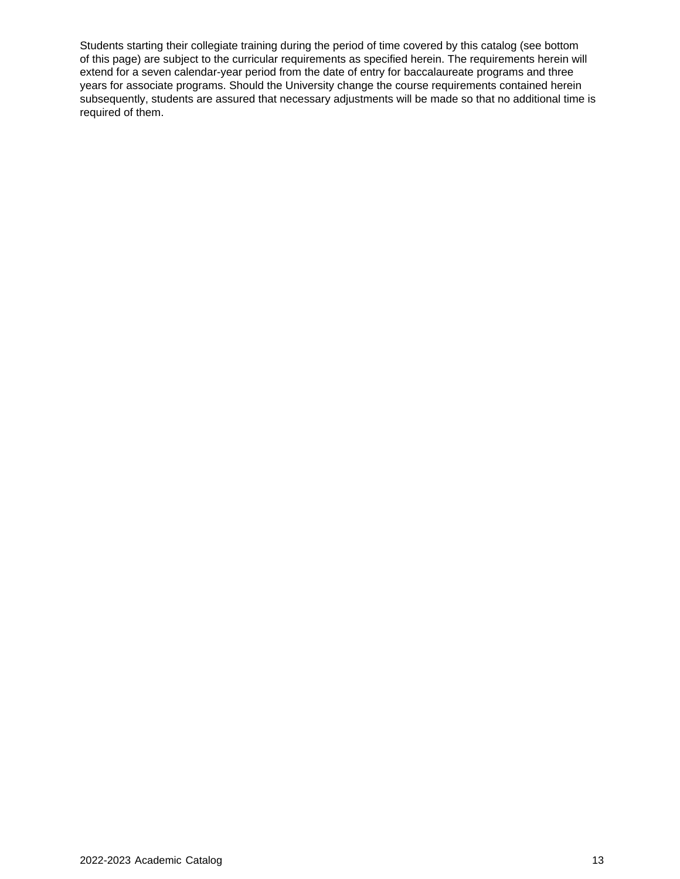Students starting their collegiate training during the period of time covered by this catalog (see bottom of this page) are subject to the curricular requirements as specified herein. The requirements herein will extend for a seven calendar-year period from the date of entry for baccalaureate programs and three years for associate programs. Should the University change the course requirements contained herein subsequently, students are assured that necessary adjustments will be made so that no additional time is required of them.